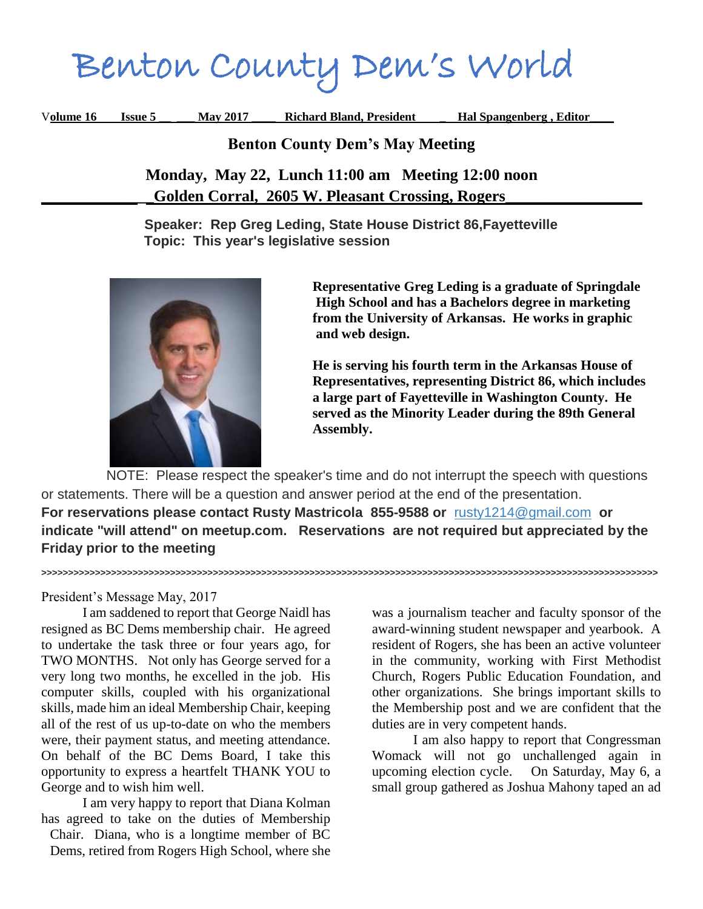# Benton County Dem's World

**Volume 16 Issue 5 May 2017 Richard Bland, President Hal Spangenberg , Editor**

## Benton County Dem's May Meeting

**Monday, May 22, Lunch 11:00 am Meeting 12:00 noon**
**Golden Corral, 2605 W. Pleasant Crossing, Rogers**

**Speaker: Rep Greg Leding, State House District 86,Fayetteville**
**Topic: This year's legislative session**

**Representative Greg Leding is a graduate of Springdale High School and has a Bachelors degree in marketing from the University of Arkansas. He works in graphic and web design.**

**He is serving his fourth term in the Arkansas House of Representatives, representing District 86, which includes a large part of Fayetteville in Washington County. He served as the Minority Leader during the 89th General Assembly.**

NOTE: Please respect the speaker's time and do not interrupt the speech with questions or statements. There will be a question and answer period at the end of the presentation.

**For reservations please contact Rusty Mastricola 855-9588 or** rusty1214@gmail.com **or indicate "will attend" on meetup.com. Reservations are not required but appreciated by the Friday prior to the meeting**

>>>>>>>>>>>>>>>>>>>>>>>>>>>>>>>>>>>>>>>>>>>>>>>>>>>>>>>>>>>>>>>>>>>>>>>>>>>>>>>>>>>>>>>>>>>>>>>>>>>>>

President's Message May, 2017

I am saddened to report that George Naidl has resigned as BC Dems membership chair. He agreed to undertake the task three or four years ago, for TWO MONTHS. Not only has George served for a very long two months, he excelled in the job. His computer skills, coupled with his organizational skills, made him an ideal Membership Chair, keeping all of the rest of us up-to-date on who the members were, their payment status, and meeting attendance. On behalf of the BC Dems Board, I take this opportunity to express a heartfelt THANK YOU to George and to wish him well.

I am very happy to report that Diana Kolman has agreed to take on the duties of Membership Chair. Diana, who is a longtime member of BC Dems, retired from Rogers High School, where she was a journalism teacher and faculty sponsor of the award-winning student newspaper and yearbook. A resident of Rogers, she has been an active volunteer in the community, working with First Methodist Church, Rogers Public Education Foundation, and other organizations. She brings important skills to the Membership post and we are confident that the duties are in very competent hands.

I am also happy to report that Congressman Womack will not go unchallenged again in upcoming election cycle. On Saturday, May 6, a small group gathered as Joshua Mahony taped an ad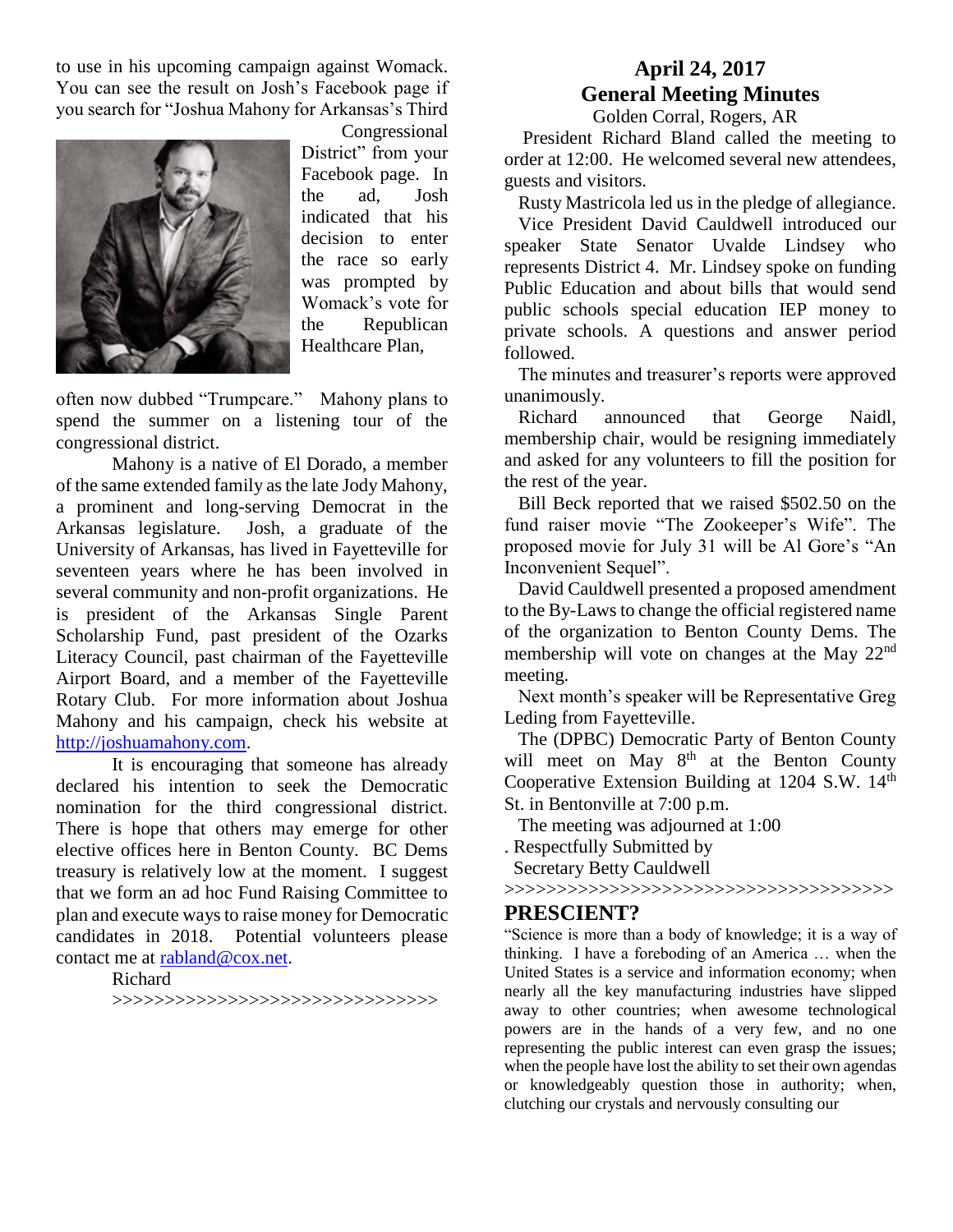to use in his upcoming campaign against Womack. You can see the result on Josh's Facebook page if you search for "Joshua Mahony for Arkansas's Third Congressional District" from your Facebook page. In the ad, Josh indicated that his decision to enter the race so early was prompted by Womack's vote for the Republican Healthcare Plan, often now dubbed "Trumpcare." Mahony plans to spend the summer on a listening tour of the congressional district.

Mahony is a native of El Dorado, a member of the same extended family as the late Jody Mahony, a prominent and long-serving Democrat in the Arkansas legislature. Josh, a graduate of the University of Arkansas, has lived in Fayetteville for seventeen years where he has been involved in several community and non-profit organizations. He is president of the Arkansas Single Parent Scholarship Fund, past president of the Ozarks Literacy Council, past chairman of the Fayetteville Airport Board, and a member of the Fayetteville Rotary Club. For more information about Joshua Mahony and his campaign, check his website at http://joshuamahony.com.

It is encouraging that someone has already declared his intention to seek the Democratic nomination for the third congressional district. There is hope that others may emerge for other elective offices here in Benton County. BC Dems treasury is relatively low at the moment. I suggest that we form an ad hoc Fund Raising Committee to plan and execute ways to raise money for Democratic candidates in 2018. Potential volunteers please contact me at rabland@cox.net.

Richard

>>>>>>>>>>>>>>>>>>>>>>>>>>>>>>>>>

## April 24, 2017
## General Meeting Minutes

Golden Corral, Rogers, AR

President Richard Bland called the meeting to order at 12:00. He welcomed several new attendees, guests and visitors.

Rusty Mastricola led us in the pledge of allegiance.

Vice President David Cauldwell introduced our speaker State Senator Uvalde Lindsey who represents District 4. Mr. Lindsey spoke on funding Public Education and about bills that would send public schools special education IEP money to private schools. A questions and answer period followed.

The minutes and treasurer's reports were approved unanimously.

Richard announced that George Naidl, membership chair, would be resigning immediately and asked for any volunteers to fill the position for the rest of the year.

Bill Beck reported that we raised $502.50 on the fund raiser movie "The Zookeeper's Wife". The proposed movie for July 31 will be Al Gore's "An Inconvenient Sequel".

David Cauldwell presented a proposed amendment to the By-Laws to change the official registered name of the organization to Benton County Dems. The membership will vote on changes at the May 22nd meeting.

Next month's speaker will be Representative Greg Leding from Fayetteville.

The (DPBC) Democratic Party of Benton County will meet on May 8th at the Benton County Cooperative Extension Building at 1204 S.W. 14th St. in Bentonville at 7:00 p.m.

The meeting was adjourned at 1:00

. Respectfully Submitted by

Secretary Betty Cauldwell

>>>>>>>>>>>>>>>>>>>>>>>>>>>>>>>>>>>>>>

## PRESCIENT?

"Science is more than a body of knowledge; it is a way of thinking. I have a foreboding of an America … when the United States is a service and information economy; when nearly all the key manufacturing industries have slipped away to other countries; when awesome technological powers are in the hands of a very few, and no one representing the public interest can even grasp the issues; when the people have lost the ability to set their own agendas or knowledgeably question those in authority; when, clutching our crystals and nervously consulting our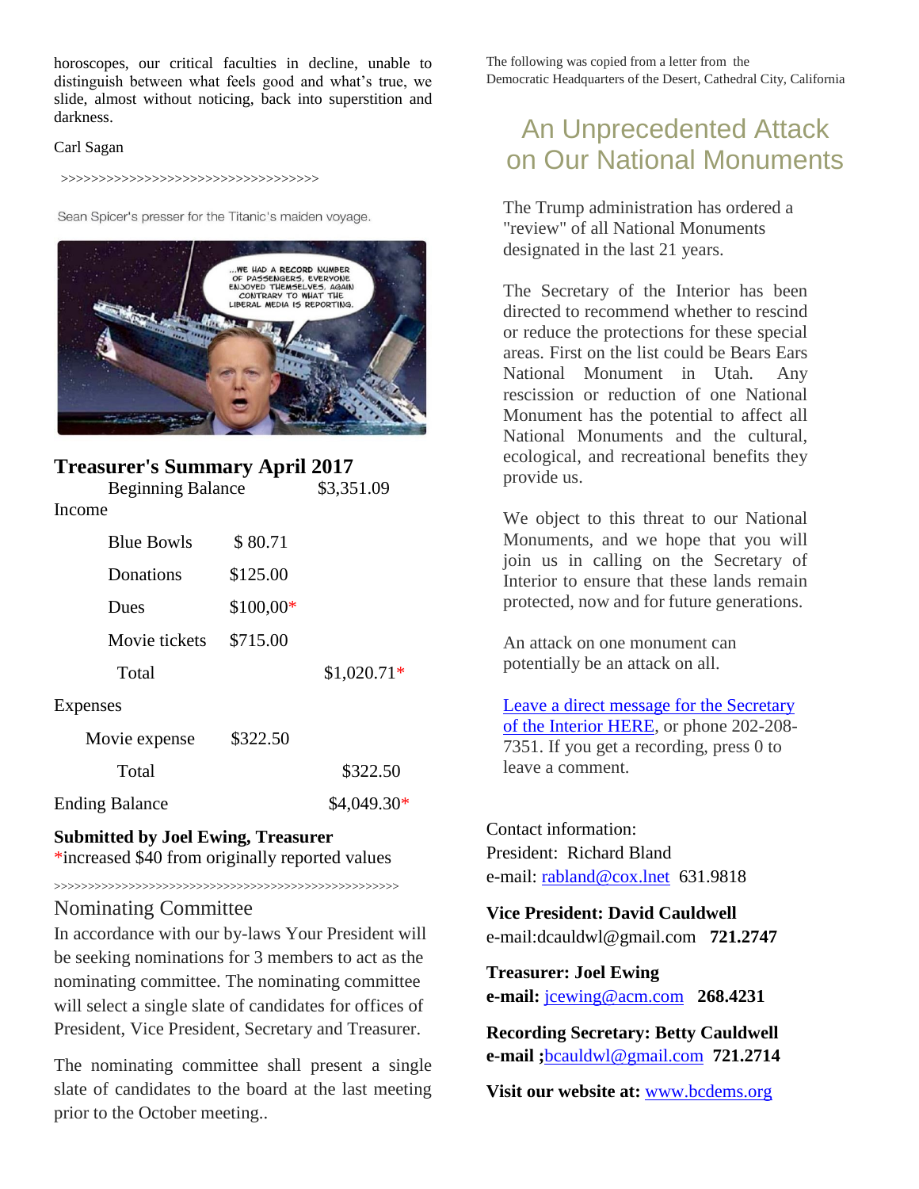horoscopes, our critical faculties in decline, unable to distinguish between what feels good and what's true, we slide, almost without noticing, back into superstition and darkness.

Carl Sagan

>>>>>>>>>>>>>>>>>>>>>>>>>>>>>>>>>>>

Sean Spicer's presser for the Titanic's maiden voyage.

## Treasurer's Summary April 2017

| | | |
|---|---|---|
| Beginning Balance | | $3,351.09 |
| Income | | |
| Blue Bowls | $ 80.71 | |
| Donations | $125.00 | |
| Dues | $100,00* | |
| Movie tickets | $715.00 | |
| Total | | $1,020.71* |
| Expenses | | |
| Movie expense | $322.50 | |
| Total | | $322.50 |
| Ending Balance | | $4,049.30* |

**Submitted by Joel Ewing, Treasurer**

*increased $40 from originally reported values

>>>>>>>>>>>>>>>>>>>>>>>>>>>>>>>>>>>>>>>>>>>>>>>>>>>>

## Nominating Committee

In accordance with our by-laws Your President will be seeking nominations for 3 members to act as the nominating committee. The nominating committee will select a single slate of candidates for offices of President, Vice President, Secretary and Treasurer.

The nominating committee shall present a single slate of candidates to the board at the last meeting prior to the October meeting..

The following was copied from a letter from the Democratic Headquarters of the Desert, Cathedral City, California

## An Unprecedented Attack on Our National Monuments

The Trump administration has ordered a "review" of all National Monuments designated in the last 21 years.

The Secretary of the Interior has been directed to recommend whether to rescind or reduce the protections for these special areas. First on the list could be Bears Ears National Monument in Utah. Any rescission or reduction of one National Monument has the potential to affect all National Monuments and the cultural, ecological, and recreational benefits they provide us.

We object to this threat to our National Monuments, and we hope that you will join us in calling on the Secretary of Interior to ensure that these lands remain protected, now and for future generations.

An attack on one monument can potentially be an attack on all.

Leave a direct message for the Secretary of the Interior HERE, or phone 202-208-7351. If you get a recording, press 0 to leave a comment.

Contact information:
President: Richard Bland
e-mail: rabland@cox.lnet 631.9818

**Vice President: David Cauldwell**
e-mail:dcauldwl@gmail.com **721.2747**

**Treasurer: Joel Ewing**
**e-mail:** jcewing@acm.com **268.4231**

**Recording Secretary: Betty Cauldwell**
**e-mail ;**bcauldwl@gmail.com **721.2714**

**Visit our website at:** www.bcdems.org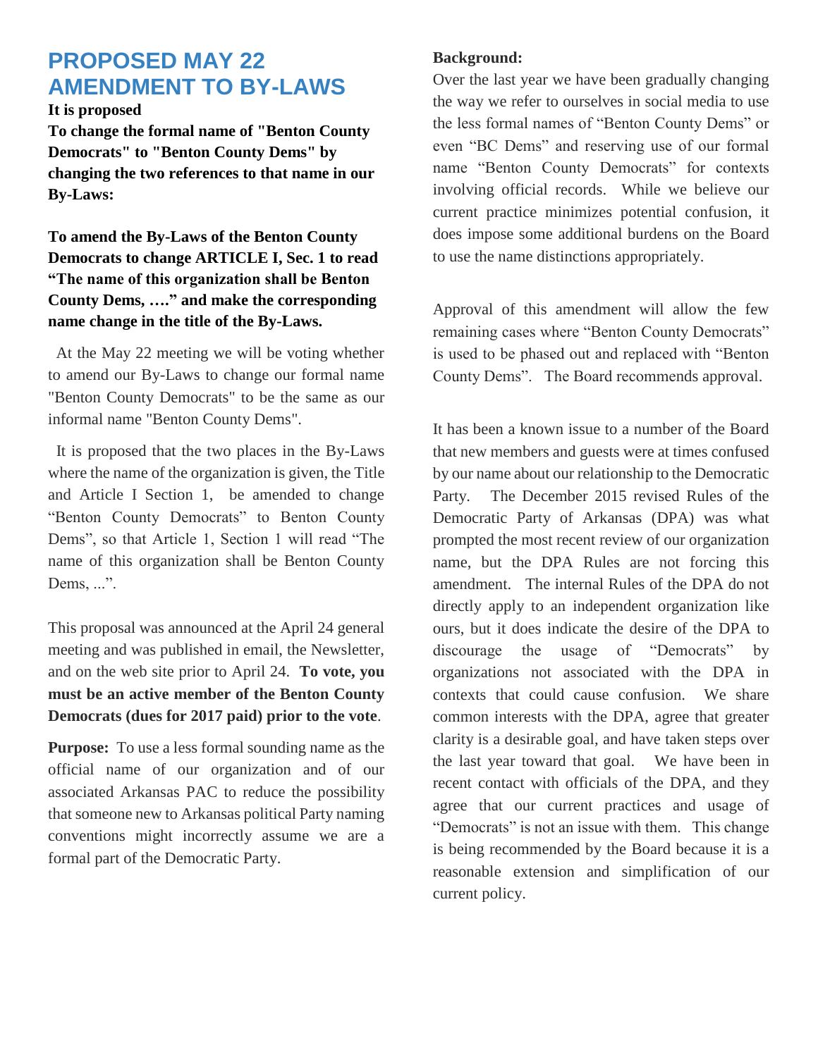# PROPOSED MAY 22 AMENDMENT TO BY-LAWS

**It is proposed**

**To change the formal name of "Benton County Democrats" to "Benton County Dems" by changing the two references to that name in our By-Laws:**

**To amend the By-Laws of the Benton County Democrats to change ARTICLE I, Sec. 1 to read "The name of this organization shall be Benton County Dems, …." and make the corresponding name change in the title of the By-Laws.**

At the May 22 meeting we will be voting whether to amend our By-Laws to change our formal name "Benton County Democrats" to be the same as our informal name "Benton County Dems".

It is proposed that the two places in the By-Laws where the name of the organization is given, the Title and Article I Section 1, be amended to change "Benton County Democrats" to Benton County Dems", so that Article 1, Section 1 will read "The name of this organization shall be Benton County Dems, ...".

This proposal was announced at the April 24 general meeting and was published in email, the Newsletter, and on the web site prior to April 24. **To vote, you must be an active member of the Benton County Democrats (dues for 2017 paid) prior to the vote**.

**Purpose:** To use a less formal sounding name as the official name of our organization and of our associated Arkansas PAC to reduce the possibility that someone new to Arkansas political Party naming conventions might incorrectly assume we are a formal part of the Democratic Party.

**Background:**

Over the last year we have been gradually changing the way we refer to ourselves in social media to use the less formal names of "Benton County Dems" or even "BC Dems" and reserving use of our formal name "Benton County Democrats" for contexts involving official records. While we believe our current practice minimizes potential confusion, it does impose some additional burdens on the Board to use the name distinctions appropriately.

Approval of this amendment will allow the few remaining cases where "Benton County Democrats" is used to be phased out and replaced with "Benton County Dems". The Board recommends approval.

It has been a known issue to a number of the Board that new members and guests were at times confused by our name about our relationship to the Democratic Party. The December 2015 revised Rules of the Democratic Party of Arkansas (DPA) was what prompted the most recent review of our organization name, but the DPA Rules are not forcing this amendment. The internal Rules of the DPA do not directly apply to an independent organization like ours, but it does indicate the desire of the DPA to discourage the usage of "Democrats" by organizations not associated with the DPA in contexts that could cause confusion. We share common interests with the DPA, agree that greater clarity is a desirable goal, and have taken steps over the last year toward that goal. We have been in recent contact with officials of the DPA, and they agree that our current practices and usage of "Democrats" is not an issue with them. This change is being recommended by the Board because it is a reasonable extension and simplification of our current policy.